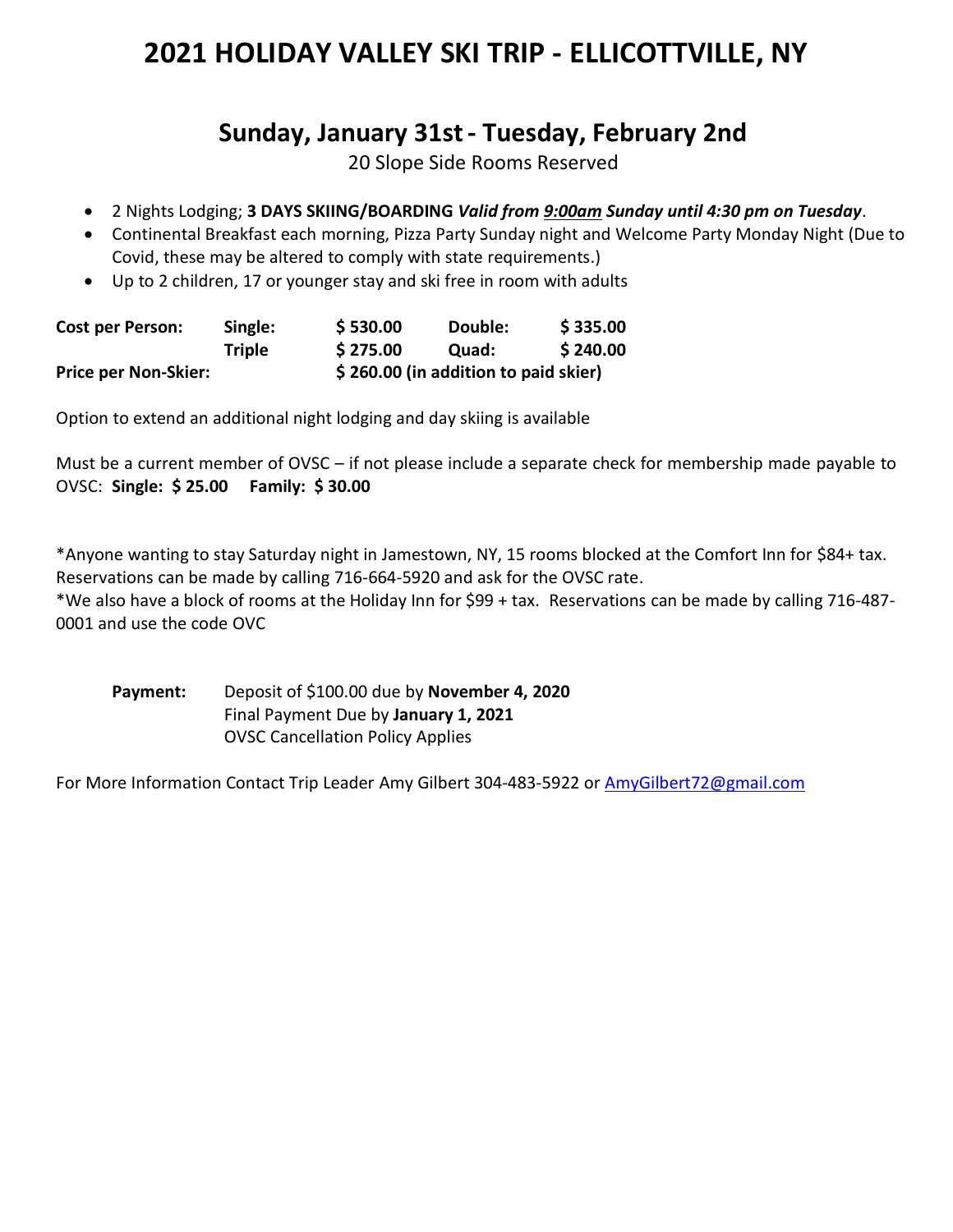# 2021 HOLIDAY VALLEY SKI TRIP - ELLICOTTVILLE, NY

## Sunday, January 31st - Tuesday, February 2nd

20 Slope Side Rooms Reserved

- 2 Nights Lodging; **3 DAYS SKIING/BOARDING** ***Valid from 9:00am Sunday until 4:30 pm on Tuesday***.
- Continental Breakfast each morning, Pizza Party Sunday night and Welcome Party Monday Night (Due to Covid, these may be altered to comply with state requirements.)
- Up to 2 children, 17 or younger stay and ski free in room with adults

| | | | | |
|---|---|---|---|---|
| **Cost per Person:** | **Single:** | **$ 530.00** | **Double:** | **$ 335.00** |
| | **Triple** | **$ 275.00** | **Quad:** | **$ 240.00** |
| **Price per Non-Skier:** | | **$ 260.00 (in addition to paid skier)** | | |

Option to extend an additional night lodging and day skiing is available

Must be a current member of OVSC – if not please include a separate check for membership made payable to OVSC: **Single: $ 25.00 Family: $ 30.00**

*Anyone wanting to stay Saturday night in Jamestown, NY, 15 rooms blocked at the Comfort Inn for $84+ tax. Reservations can be made by calling 716-664-5920 and ask for the OVSC rate.
*We also have a block of rooms at the Holiday Inn for $99 + tax. Reservations can be made by calling 716-487-0001 and use the code OVC

**Payment:** Deposit of $100.00 due by **November 4, 2020**
Final Payment Due by **January 1, 2021**
OVSC Cancellation Policy Applies

For More Information Contact Trip Leader Amy Gilbert 304-483-5922 or AmyGilbert72@gmail.com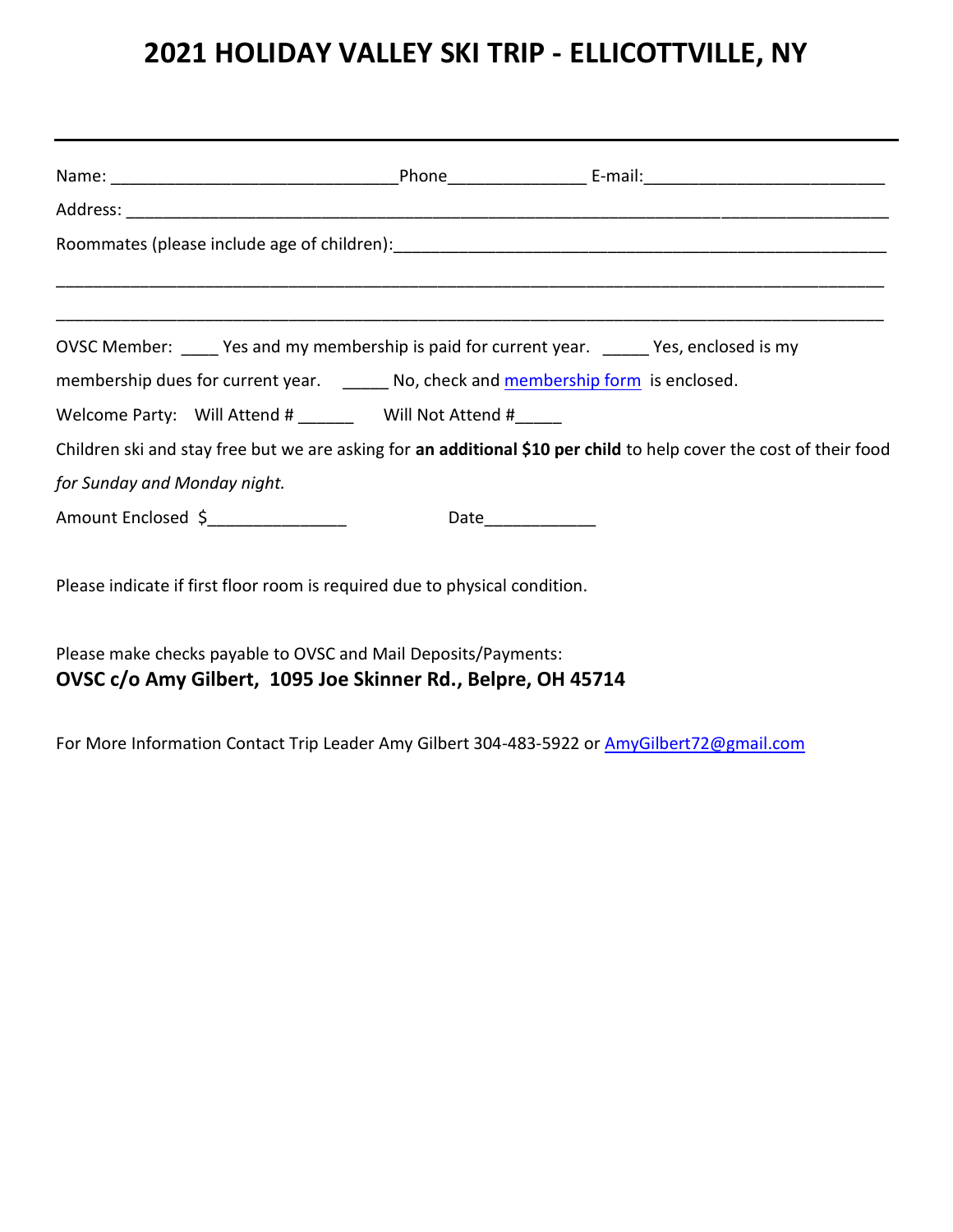# 2021 HOLIDAY VALLEY SKI TRIP - ELLICOTTVILLE, NY

---

Name: ______________________________Phone______________ E-mail:_________________________

Address: ________________________________________________________________________________

Roommates (please include age of children):_____________________________________________________

________________________________________________________________________________________

________________________________________________________________________________________

OVSC Member: ____ Yes and my membership is paid for current year. _____ Yes, enclosed is my membership dues for current year. _____ No, check and membership form is enclosed.

Welcome Party: Will Attend # ______ Will Not Attend #_____

Children ski and stay free but we are asking for **an additional $10 per child** to help cover the cost of their food *for Sunday and Monday night.*

Amount Enclosed $______________ Date____________

Please indicate if first floor room is required due to physical condition.

Please make checks payable to OVSC and Mail Deposits/Payments:
**OVSC c/o Amy Gilbert, 1095 Joe Skinner Rd., Belpre, OH 45714**

For More Information Contact Trip Leader Amy Gilbert 304-483-5922 or AmyGilbert72@gmail.com